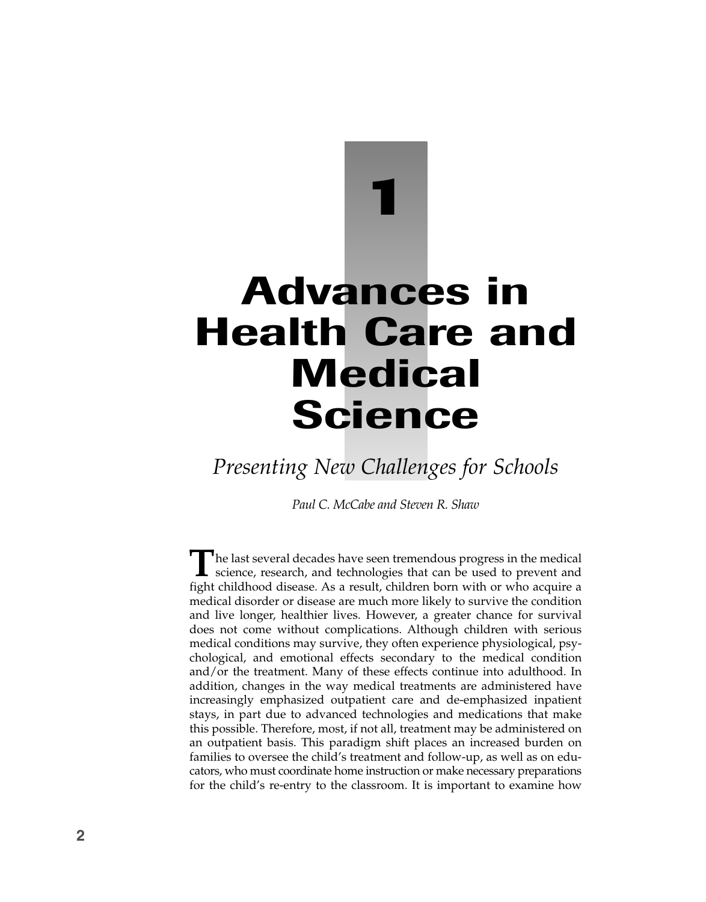# 1

# Advances in Health Care and Medical Science

*Presenting New Challenges for Schools*

*Paul C. McCabe and Steven R. Shaw*

The last several decades have seen tremendous progress in the medical science, research, and technologies that can be used to prevent and fight childhood disease. As a result, children born with or who acquire a medical disorder or disease are much more likely to survive the condition and live longer, healthier lives. However, a greater chance for survival does not come without complications. Although children with serious medical conditions may survive, they often experience physiological, psychological, and emotional effects secondary to the medical condition and/or the treatment. Many of these effects continue into adulthood. In addition, changes in the way medical treatments are administered have increasingly emphasized outpatient care and de-emphasized inpatient stays, in part due to advanced technologies and medications that make this possible. Therefore, most, if not all, treatment may be administered on an outpatient basis. This paradigm shift places an increased burden on families to oversee the child's treatment and follow-up, as well as on educators, who must coordinate home instruction or make necessary preparations for the child's re-entry to the classroom. It is important to examine how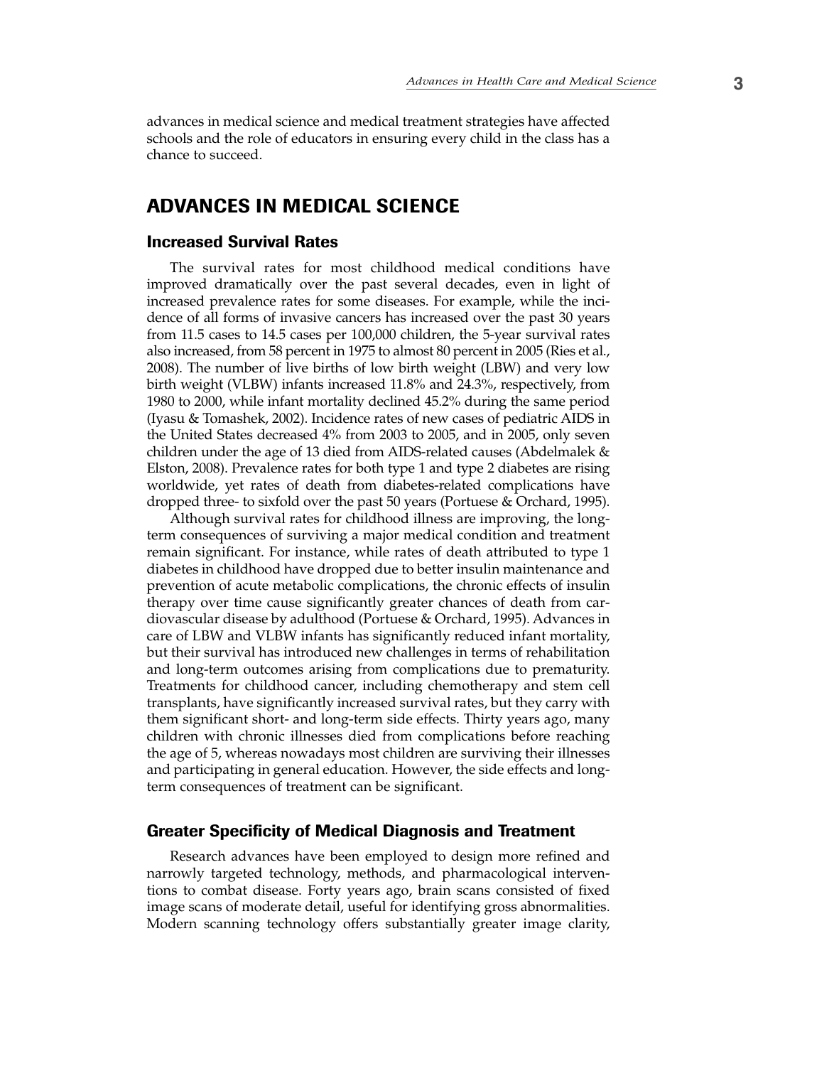advances in medical science and medical treatment strategies have affected schools and the role of educators in ensuring every child in the class has a chance to succeed.

## ADVANCES IN MEDICAL SCIENCE

### Increased Survival Rates

The survival rates for most childhood medical conditions have improved dramatically over the past several decades, even in light of increased prevalence rates for some diseases. For example, while the incidence of all forms of invasive cancers has increased over the past 30 years from 11.5 cases to 14.5 cases per 100,000 children, the 5-year survival rates also increased, from 58 percent in 1975 to almost 80 percent in 2005 (Ries et al., 2008). The number of live births of low birth weight (LBW) and very low birth weight (VLBW) infants increased 11.8% and 24.3%, respectively, from 1980 to 2000, while infant mortality declined 45.2% during the same period (Iyasu & Tomashek, 2002). Incidence rates of new cases of pediatric AIDS in the United States decreased 4% from 2003 to 2005, and in 2005, only seven children under the age of 13 died from AIDS-related causes (Abdelmalek & Elston, 2008). Prevalence rates for both type 1 and type 2 diabetes are rising worldwide, yet rates of death from diabetes-related complications have dropped three- to sixfold over the past 50 years (Portuese & Orchard, 1995).

Although survival rates for childhood illness are improving, the long-term consequences of surviving a major medical condition and treatment remain significant. For instance, while rates of death attributed to type 1 diabetes in childhood have dropped due to better insulin maintenance and prevention of acute metabolic complications, the chronic effects of insulin therapy over time cause significantly greater chances of death from cardiovascular disease by adulthood (Portuese & Orchard, 1995). Advances in care of LBW and VLBW infants has significantly reduced infant mortality, but their survival has introduced new challenges in terms of rehabilitation and long-term outcomes arising from complications due to prematurity. Treatments for childhood cancer, including chemotherapy and stem cell transplants, have significantly increased survival rates, but they carry with them significant short- and long-term side effects. Thirty years ago, many children with chronic illnesses died from complications before reaching the age of 5, whereas nowadays most children are surviving their illnesses and participating in general education. However, the side effects and long-term consequences of treatment can be significant.

### Greater Specificity of Medical Diagnosis and Treatment

Research advances have been employed to design more refined and narrowly targeted technology, methods, and pharmacological interventions to combat disease. Forty years ago, brain scans consisted of fixed image scans of moderate detail, useful for identifying gross abnormalities. Modern scanning technology offers substantially greater image clarity,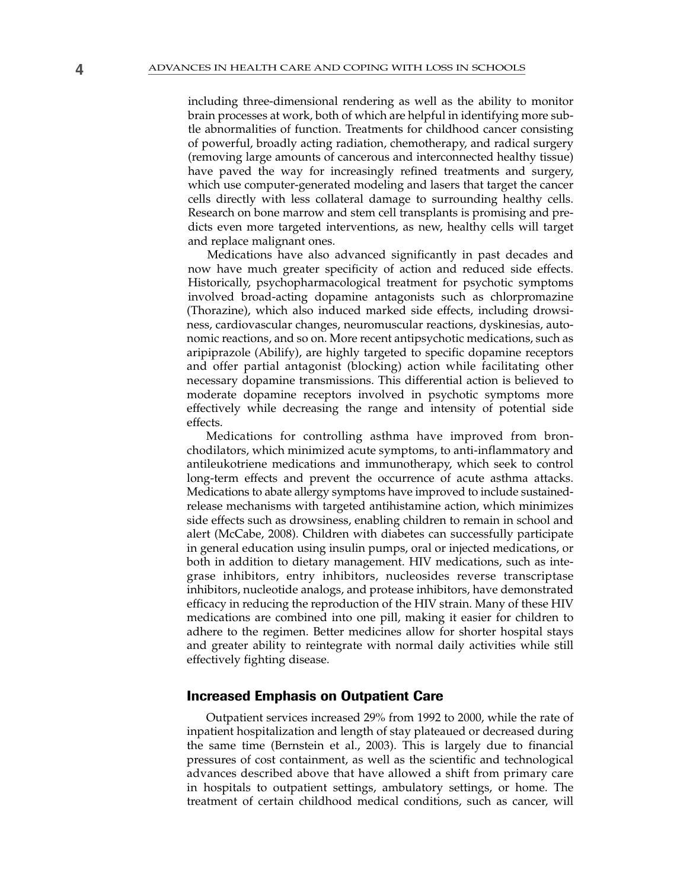including three-dimensional rendering as well as the ability to monitor brain processes at work, both of which are helpful in identifying more subtle abnormalities of function. Treatments for childhood cancer consisting of powerful, broadly acting radiation, chemotherapy, and radical surgery (removing large amounts of cancerous and interconnected healthy tissue) have paved the way for increasingly refined treatments and surgery, which use computer-generated modeling and lasers that target the cancer cells directly with less collateral damage to surrounding healthy cells. Research on bone marrow and stem cell transplants is promising and predicts even more targeted interventions, as new, healthy cells will target and replace malignant ones.

Medications have also advanced significantly in past decades and now have much greater specificity of action and reduced side effects. Historically, psychopharmacological treatment for psychotic symptoms involved broad-acting dopamine antagonists such as chlorpromazine (Thorazine), which also induced marked side effects, including drowsiness, cardiovascular changes, neuromuscular reactions, dyskinesias, autonomic reactions, and so on. More recent antipsychotic medications, such as aripiprazole (Abilify), are highly targeted to specific dopamine receptors and offer partial antagonist (blocking) action while facilitating other necessary dopamine transmissions. This differential action is believed to moderate dopamine receptors involved in psychotic symptoms more effectively while decreasing the range and intensity of potential side effects.

Medications for controlling asthma have improved from bronchodilators, which minimized acute symptoms, to anti-inflammatory and antileukotriene medications and immunotherapy, which seek to control long-term effects and prevent the occurrence of acute asthma attacks. Medications to abate allergy symptoms have improved to include sustained-release mechanisms with targeted antihistamine action, which minimizes side effects such as drowsiness, enabling children to remain in school and alert (McCabe, 2008). Children with diabetes can successfully participate in general education using insulin pumps, oral or injected medications, or both in addition to dietary management. HIV medications, such as integrase inhibitors, entry inhibitors, nucleosides reverse transcriptase inhibitors, nucleotide analogs, and protease inhibitors, have demonstrated efficacy in reducing the reproduction of the HIV strain. Many of these HIV medications are combined into one pill, making it easier for children to adhere to the regimen. Better medicines allow for shorter hospital stays and greater ability to reintegrate with normal daily activities while still effectively fighting disease.

## Increased Emphasis on Outpatient Care

Outpatient services increased 29% from 1992 to 2000, while the rate of inpatient hospitalization and length of stay plateaued or decreased during the same time (Bernstein et al., 2003). This is largely due to financial pressures of cost containment, as well as the scientific and technological advances described above that have allowed a shift from primary care in hospitals to outpatient settings, ambulatory settings, or home. The treatment of certain childhood medical conditions, such as cancer, will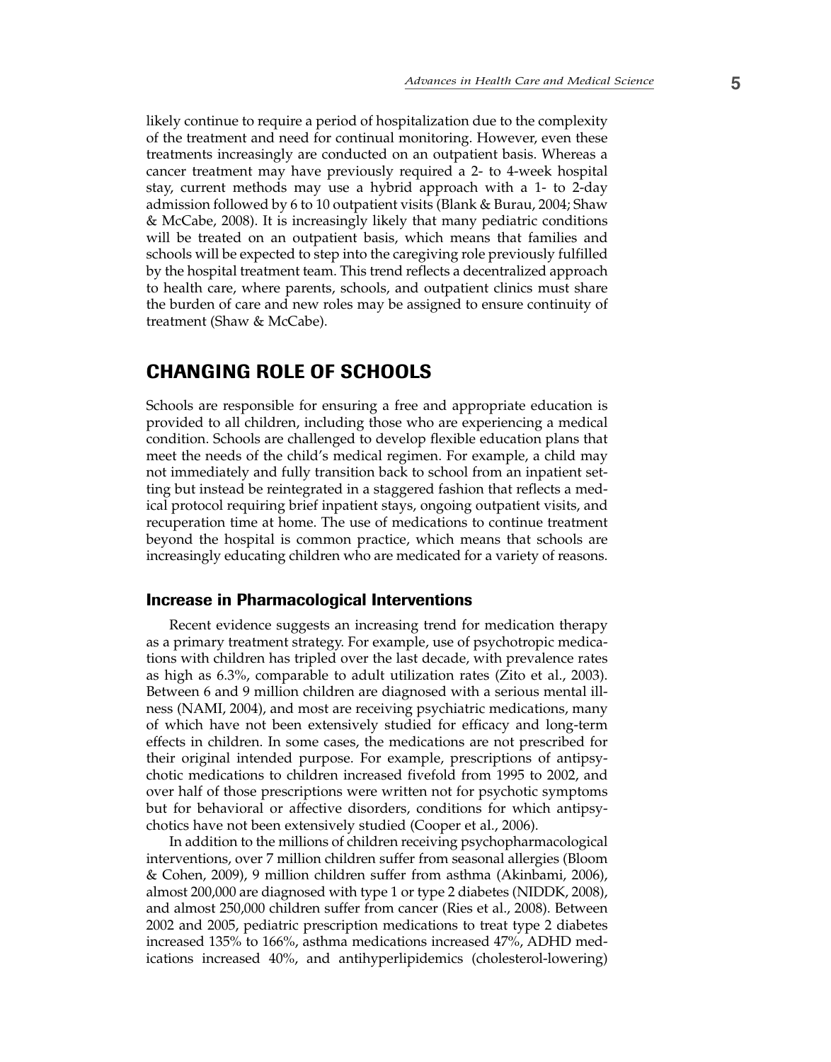likely continue to require a period of hospitalization due to the complexity of the treatment and need for continual monitoring. However, even these treatments increasingly are conducted on an outpatient basis. Whereas a cancer treatment may have previously required a 2- to 4-week hospital stay, current methods may use a hybrid approach with a 1- to 2-day admission followed by 6 to 10 outpatient visits (Blank & Burau, 2004; Shaw & McCabe, 2008). It is increasingly likely that many pediatric conditions will be treated on an outpatient basis, which means that families and schools will be expected to step into the caregiving role previously fulfilled by the hospital treatment team. This trend reflects a decentralized approach to health care, where parents, schools, and outpatient clinics must share the burden of care and new roles may be assigned to ensure continuity of treatment (Shaw & McCabe).

## CHANGING ROLE OF SCHOOLS

Schools are responsible for ensuring a free and appropriate education is provided to all children, including those who are experiencing a medical condition. Schools are challenged to develop flexible education plans that meet the needs of the child's medical regimen. For example, a child may not immediately and fully transition back to school from an inpatient setting but instead be reintegrated in a staggered fashion that reflects a medical protocol requiring brief inpatient stays, ongoing outpatient visits, and recuperation time at home. The use of medications to continue treatment beyond the hospital is common practice, which means that schools are increasingly educating children who are medicated for a variety of reasons.

### Increase in Pharmacological Interventions

Recent evidence suggests an increasing trend for medication therapy as a primary treatment strategy. For example, use of psychotropic medications with children has tripled over the last decade, with prevalence rates as high as 6.3%, comparable to adult utilization rates (Zito et al., 2003). Between 6 and 9 million children are diagnosed with a serious mental illness (NAMI, 2004), and most are receiving psychiatric medications, many of which have not been extensively studied for efficacy and long-term effects in children. In some cases, the medications are not prescribed for their original intended purpose. For example, prescriptions of antipsychotic medications to children increased fivefold from 1995 to 2002, and over half of those prescriptions were written not for psychotic symptoms but for behavioral or affective disorders, conditions for which antipsychotics have not been extensively studied (Cooper et al., 2006).

In addition to the millions of children receiving psychopharmacological interventions, over 7 million children suffer from seasonal allergies (Bloom & Cohen, 2009), 9 million children suffer from asthma (Akinbami, 2006), almost 200,000 are diagnosed with type 1 or type 2 diabetes (NIDDK, 2008), and almost 250,000 children suffer from cancer (Ries et al., 2008). Between 2002 and 2005, pediatric prescription medications to treat type 2 diabetes increased 135% to 166%, asthma medications increased 47%, ADHD medications increased 40%, and antihyperlipidemics (cholesterol-lowering)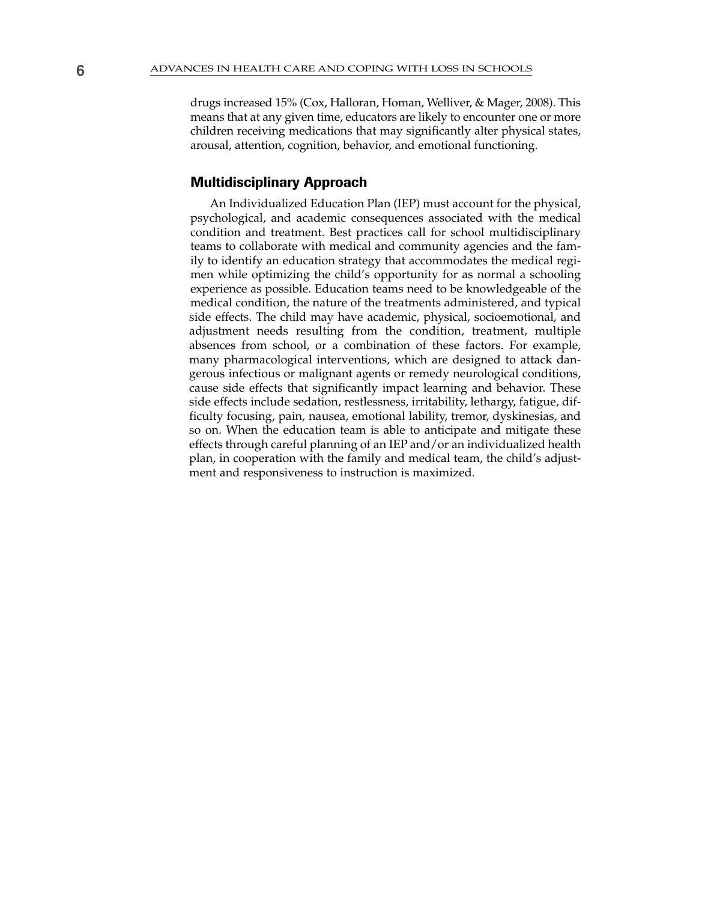drugs increased 15% (Cox, Halloran, Homan, Welliver, & Mager, 2008). This means that at any given time, educators are likely to encounter one or more children receiving medications that may significantly alter physical states, arousal, attention, cognition, behavior, and emotional functioning.

## Multidisciplinary Approach

An Individualized Education Plan (IEP) must account for the physical, psychological, and academic consequences associated with the medical condition and treatment. Best practices call for school multidisciplinary teams to collaborate with medical and community agencies and the family to identify an education strategy that accommodates the medical regimen while optimizing the child's opportunity for as normal a schooling experience as possible. Education teams need to be knowledgeable of the medical condition, the nature of the treatments administered, and typical side effects. The child may have academic, physical, socioemotional, and adjustment needs resulting from the condition, treatment, multiple absences from school, or a combination of these factors. For example, many pharmacological interventions, which are designed to attack dangerous infectious or malignant agents or remedy neurological conditions, cause side effects that significantly impact learning and behavior. These side effects include sedation, restlessness, irritability, lethargy, fatigue, difficulty focusing, pain, nausea, emotional lability, tremor, dyskinesias, and so on. When the education team is able to anticipate and mitigate these effects through careful planning of an IEP and/or an individualized health plan, in cooperation with the family and medical team, the child's adjustment and responsiveness to instruction is maximized.